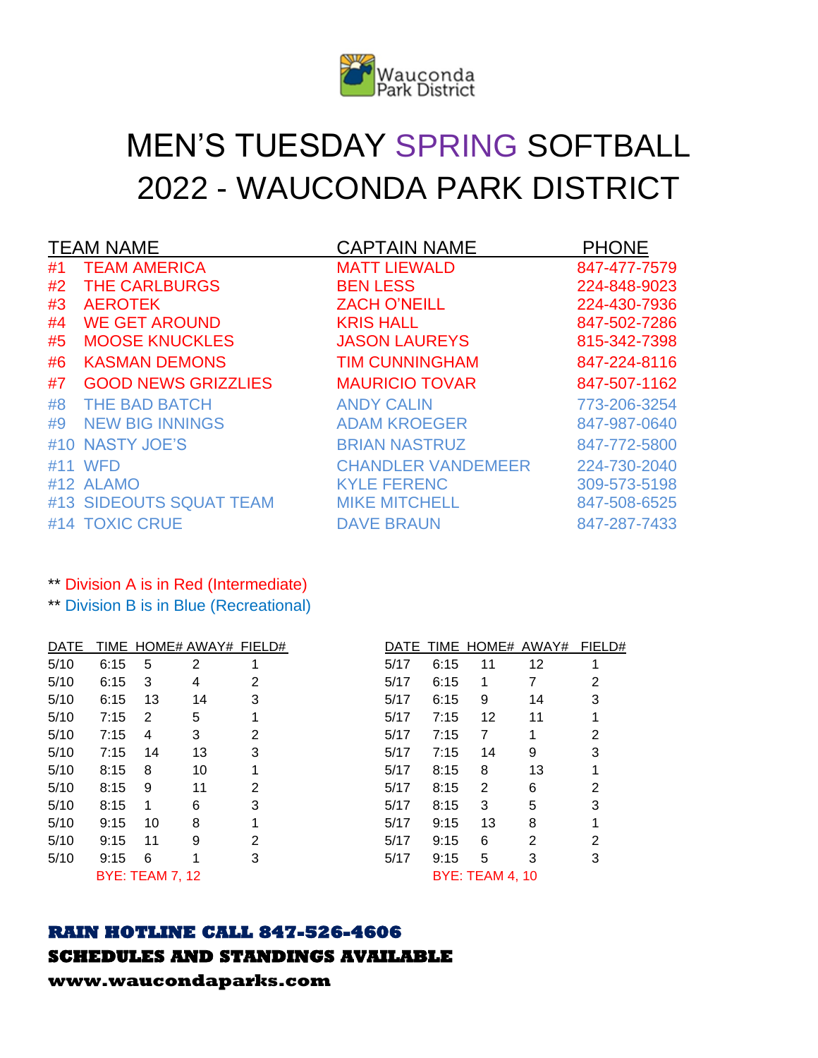Wauconda Park District

# MEN'S TUESDAY SPRING SOFTBALL 2022 - WAUCONDA PARK DISTRICT

| TEAM NAME | CAPTAIN NAME | PHONE |
|---|---|---|
| #1 TEAM AMERICA | MATT LIEWALD | 847-477-7579 |
| #2 THE CARLBURGS | BEN LESS | 224-848-9023 |
| #3 AEROTEK | ZACH O'NEILL | 224-430-7936 |
| #4 WE GET AROUND | KRIS HALL | 847-502-7286 |
| #5 MOOSE KNUCKLES | JASON LAUREYS | 815-342-7398 |
| #6 KASMAN DEMONS | TIM CUNNINGHAM | 847-224-8116 |
| #7 GOOD NEWS GRIZZLIES | MAURICIO TOVAR | 847-507-1162 |
| #8 THE BAD BATCH | ANDY CALIN | 773-206-3254 |
| #9 NEW BIG INNINGS | ADAM KROEGER | 847-987-0640 |
| #10 NASTY JOE'S | BRIAN NASTRUZ | 847-772-5800 |
| #11 WFD | CHANDLER VANDEMEER | 224-730-2040 |
| #12 ALAMO | KYLE FERENC | 309-573-5198 |
| #13 SIDEOUTS SQUAT TEAM | MIKE MITCHELL | 847-508-6525 |
| #14 TOXIC CRUE | DAVE BRAUN | 847-287-7433 |

** Division A is in Red (Intermediate)

** Division B is in Blue (Recreational)

| DATE | TIME | HOME# | AWAY# | FIELD# |
|---|---|---|---|---|
| 5/10 | 6:15 | 5 | 2 | 1 |
| 5/10 | 6:15 | 3 | 4 | 2 |
| 5/10 | 6:15 | 13 | 14 | 3 |
| 5/10 | 7:15 | 2 | 5 | 1 |
| 5/10 | 7:15 | 4 | 3 | 2 |
| 5/10 | 7:15 | 14 | 13 | 3 |
| 5/10 | 8:15 | 8 | 10 | 1 |
| 5/10 | 8:15 | 9 | 11 | 2 |
| 5/10 | 8:15 | 1 | 6 | 3 |
| 5/10 | 9:15 | 10 | 8 | 1 |
| 5/10 | 9:15 | 11 | 9 | 2 |
| 5/10 | 9:15 | 6 | 1 | 3 |
| | BYE: TEAM 7, 12 | | | |

| DATE | TIME | HOME# | AWAY# | FIELD# |
|---|---|---|---|---|
| 5/17 | 6:15 | 11 | 12 | 1 |
| 5/17 | 6:15 | 1 | 7 | 2 |
| 5/17 | 6:15 | 9 | 14 | 3 |
| 5/17 | 7:15 | 12 | 11 | 1 |
| 5/17 | 7:15 | 7 | 1 | 2 |
| 5/17 | 7:15 | 14 | 9 | 3 |
| 5/17 | 8:15 | 8 | 13 | 1 |
| 5/17 | 8:15 | 2 | 6 | 2 |
| 5/17 | 8:15 | 3 | 5 | 3 |
| 5/17 | 9:15 | 13 | 8 | 1 |
| 5/17 | 9:15 | 6 | 2 | 2 |
| 5/17 | 9:15 | 5 | 3 | 3 |
| | BYE: TEAM 4, 10 | | | |

**RAIN HOTLINE CALL 847-526-4606**

**SCHEDULES AND STANDINGS AVAILABLE**

**www.waucondaparks.com**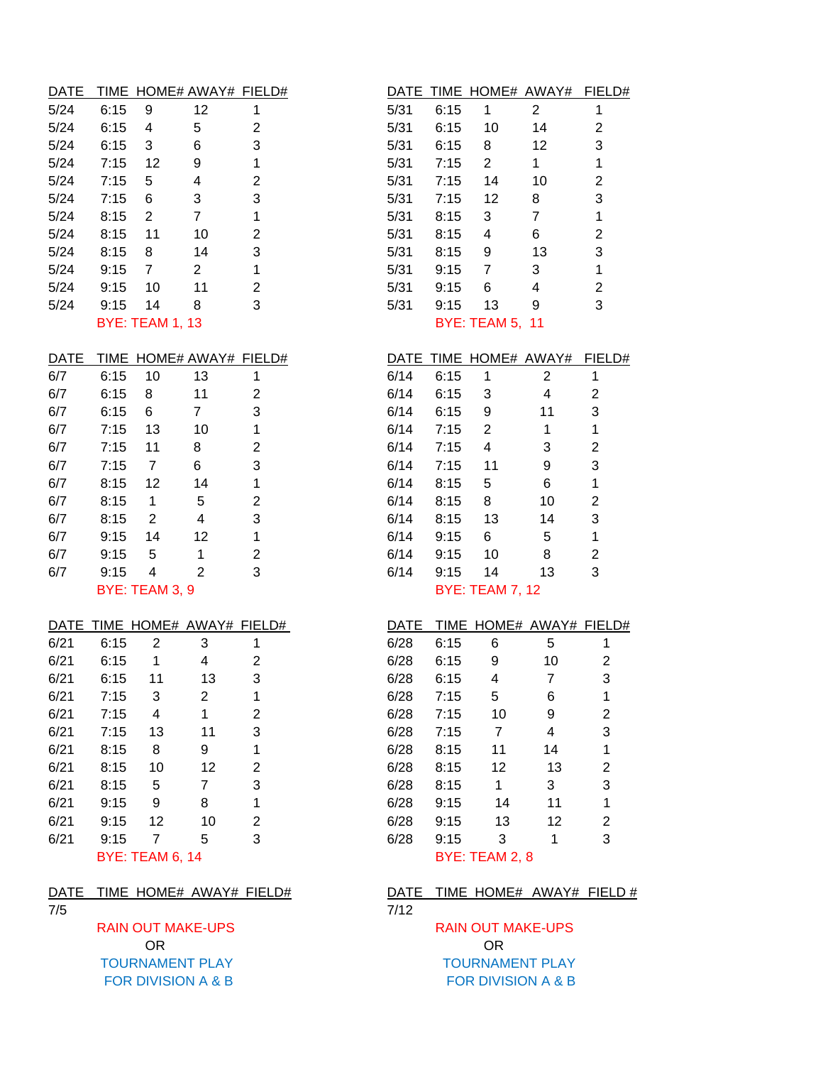| DATE | TIME | HOME# | AWAY# | FIELD# |
|---|---|---|---|---|
| 5/24 | 6:15 | 9 | 12 | 1 |
| 5/24 | 6:15 | 4 | 5 | 2 |
| 5/24 | 6:15 | 3 | 6 | 3 |
| 5/24 | 7:15 | 12 | 9 | 1 |
| 5/24 | 7:15 | 5 | 4 | 2 |
| 5/24 | 7:15 | 6 | 3 | 3 |
| 5/24 | 8:15 | 2 | 7 | 1 |
| 5/24 | 8:15 | 11 | 10 | 2 |
| 5/24 | 8:15 | 8 | 14 | 3 |
| 5/24 | 9:15 | 7 | 2 | 1 |
| 5/24 | 9:15 | 10 | 11 | 2 |
| 5/24 | 9:15 | 14 | 8 | 3 |
| | BYE: TEAM 1, 13 | | | |

| DATE | TIME | HOME# | AWAY# | FIELD# |
|---|---|---|---|---|
| 5/31 | 6:15 | 1 | 2 | 1 |
| 5/31 | 6:15 | 10 | 14 | 2 |
| 5/31 | 6:15 | 8 | 12 | 3 |
| 5/31 | 7:15 | 2 | 1 | 1 |
| 5/31 | 7:15 | 14 | 10 | 2 |
| 5/31 | 7:15 | 12 | 8 | 3 |
| 5/31 | 8:15 | 3 | 7 | 1 |
| 5/31 | 8:15 | 4 | 6 | 2 |
| 5/31 | 8:15 | 9 | 13 | 3 |
| 5/31 | 9:15 | 7 | 3 | 1 |
| 5/31 | 9:15 | 6 | 4 | 2 |
| 5/31 | 9:15 | 13 | 9 | 3 |
| | BYE: TEAM 5, 11 | | | |

| DATE | TIME | HOME# | AWAY# | FIELD# |
|---|---|---|---|---|
| 6/7 | 6:15 | 10 | 13 | 1 |
| 6/7 | 6:15 | 8 | 11 | 2 |
| 6/7 | 6:15 | 6 | 7 | 3 |
| 6/7 | 7:15 | 13 | 10 | 1 |
| 6/7 | 7:15 | 11 | 8 | 2 |
| 6/7 | 7:15 | 7 | 6 | 3 |
| 6/7 | 8:15 | 12 | 14 | 1 |
| 6/7 | 8:15 | 1 | 5 | 2 |
| 6/7 | 8:15 | 2 | 4 | 3 |
| 6/7 | 9:15 | 14 | 12 | 1 |
| 6/7 | 9:15 | 5 | 1 | 2 |
| 6/7 | 9:15 | 4 | 2 | 3 |
| | BYE: TEAM 3, 9 | | | |

| DATE | TIME | HOME# | AWAY# | FIELD# |
|---|---|---|---|---|
| 6/14 | 6:15 | 1 | 2 | 1 |
| 6/14 | 6:15 | 3 | 4 | 2 |
| 6/14 | 6:15 | 9 | 11 | 3 |
| 6/14 | 7:15 | 2 | 1 | 1 |
| 6/14 | 7:15 | 4 | 3 | 2 |
| 6/14 | 7:15 | 11 | 9 | 3 |
| 6/14 | 8:15 | 5 | 6 | 1 |
| 6/14 | 8:15 | 8 | 10 | 2 |
| 6/14 | 8:15 | 13 | 14 | 3 |
| 6/14 | 9:15 | 6 | 5 | 1 |
| 6/14 | 9:15 | 10 | 8 | 2 |
| 6/14 | 9:15 | 14 | 13 | 3 |
| | BYE: TEAM 7, 12 | | | |

| DATE | TIME | HOME# | AWAY# | FIELD# |
|---|---|---|---|---|
| 6/21 | 6:15 | 2 | 3 | 1 |
| 6/21 | 6:15 | 1 | 4 | 2 |
| 6/21 | 6:15 | 11 | 13 | 3 |
| 6/21 | 7:15 | 3 | 2 | 1 |
| 6/21 | 7:15 | 4 | 1 | 2 |
| 6/21 | 7:15 | 13 | 11 | 3 |
| 6/21 | 8:15 | 8 | 9 | 1 |
| 6/21 | 8:15 | 10 | 12 | 2 |
| 6/21 | 8:15 | 5 | 7 | 3 |
| 6/21 | 9:15 | 9 | 8 | 1 |
| 6/21 | 9:15 | 12 | 10 | 2 |
| 6/21 | 9:15 | 7 | 5 | 3 |
| | BYE: TEAM 6, 14 | | | |

| DATE | TIME | HOME# | AWAY# | FIELD# |
|---|---|---|---|---|
| 6/28 | 6:15 | 6 | 5 | 1 |
| 6/28 | 6:15 | 9 | 10 | 2 |
| 6/28 | 6:15 | 4 | 7 | 3 |
| 6/28 | 7:15 | 5 | 6 | 1 |
| 6/28 | 7:15 | 10 | 9 | 2 |
| 6/28 | 7:15 | 7 | 4 | 3 |
| 6/28 | 8:15 | 11 | 14 | 1 |
| 6/28 | 8:15 | 12 | 13 | 2 |
| 6/28 | 8:15 | 1 | 3 | 3 |
| 6/28 | 9:15 | 14 | 11 | 1 |
| 6/28 | 9:15 | 13 | 12 | 2 |
| 6/28 | 9:15 | 3 | 1 | 3 |
| | BYE: TEAM 2, 8 | | | |

| DATE | TIME | HOME# | AWAY# | FIELD# |
|---|---|---|---|---|
| 7/5 | | | | |

RAIN OUT MAKE-UPS
OR
TOURNAMENT PLAY
FOR DIVISION A & B

| DATE | TIME | HOME# | AWAY# | FIELD # |
|---|---|---|---|---|
| 7/12 | | | | |

RAIN OUT MAKE-UPS
OR
TOURNAMENT PLAY
FOR DIVISION A & B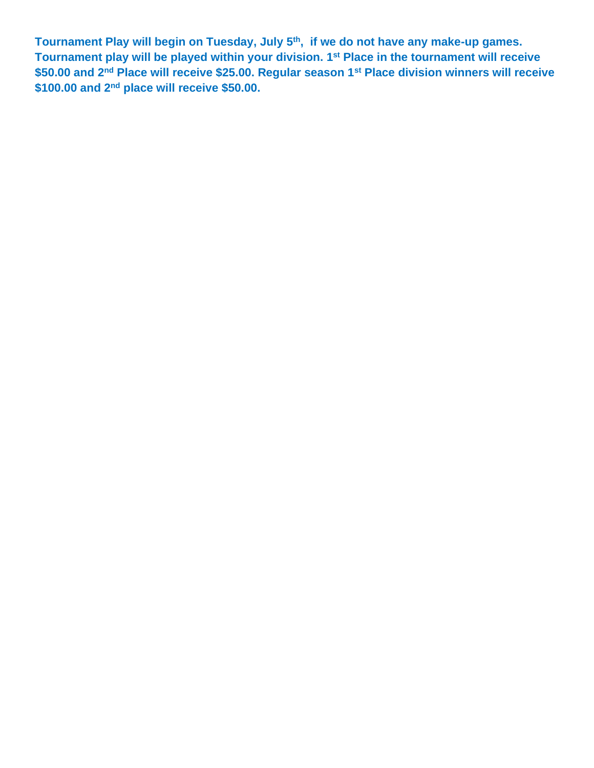**Tournament Play will begin on Tuesday, July 5th, if we do not have any make-up games. Tournament play will be played within your division. 1st Place in the tournament will receive $50.00 and 2nd Place will receive $25.00. Regular season 1st Place division winners will receive $100.00 and 2nd place will receive $50.00.**